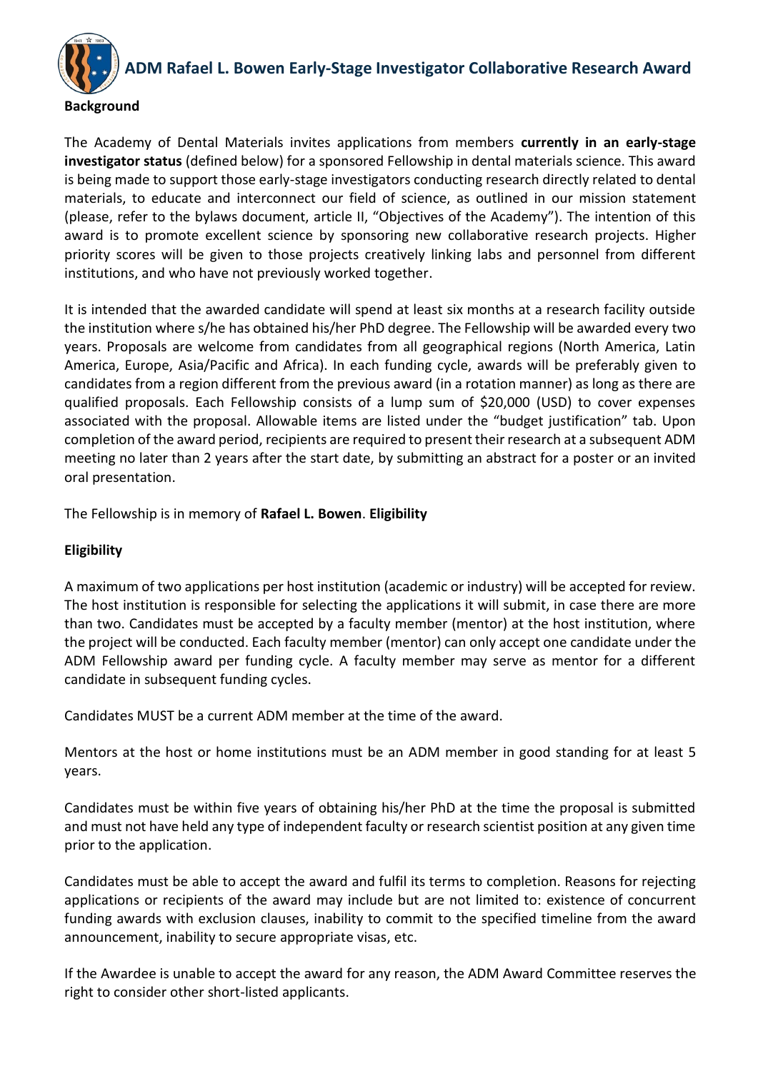# ADM Rafael L. Bowen Early-Stage Investigator Collaborative Research Award

## Background

The Academy of Dental Materials invites applications from members **currently in an early-stage investigator status** (defined below) for a sponsored Fellowship in dental materials science. This award is being made to support those early-stage investigators conducting research directly related to dental materials, to educate and interconnect our field of science, as outlined in our mission statement (please, refer to the bylaws document, article II, "Objectives of the Academy"). The intention of this award is to promote excellent science by sponsoring new collaborative research projects. Higher priority scores will be given to those projects creatively linking labs and personnel from different institutions, and who have not previously worked together.

It is intended that the awarded candidate will spend at least six months at a research facility outside the institution where s/he has obtained his/her PhD degree. The Fellowship will be awarded every two years. Proposals are welcome from candidates from all geographical regions (North America, Latin America, Europe, Asia/Pacific and Africa). In each funding cycle, awards will be preferably given to candidates from a region different from the previous award (in a rotation manner) as long as there are qualified proposals. Each Fellowship consists of a lump sum of $20,000 (USD) to cover expenses associated with the proposal. Allowable items are listed under the "budget justification" tab. Upon completion of the award period, recipients are required to present their research at a subsequent ADM meeting no later than 2 years after the start date, by submitting an abstract for a poster or an invited oral presentation.

The Fellowship is in memory of **Rafael L. Bowen**. **Eligibility**

## Eligibility

A maximum of two applications per host institution (academic or industry) will be accepted for review. The host institution is responsible for selecting the applications it will submit, in case there are more than two. Candidates must be accepted by a faculty member (mentor) at the host institution, where the project will be conducted. Each faculty member (mentor) can only accept one candidate under the ADM Fellowship award per funding cycle. A faculty member may serve as mentor for a different candidate in subsequent funding cycles.

Candidates MUST be a current ADM member at the time of the award.

Mentors at the host or home institutions must be an ADM member in good standing for at least 5 years.

Candidates must be within five years of obtaining his/her PhD at the time the proposal is submitted and must not have held any type of independent faculty or research scientist position at any given time prior to the application.

Candidates must be able to accept the award and fulfil its terms to completion. Reasons for rejecting applications or recipients of the award may include but are not limited to: existence of concurrent funding awards with exclusion clauses, inability to commit to the specified timeline from the award announcement, inability to secure appropriate visas, etc.

If the Awardee is unable to accept the award for any reason, the ADM Award Committee reserves the right to consider other short-listed applicants.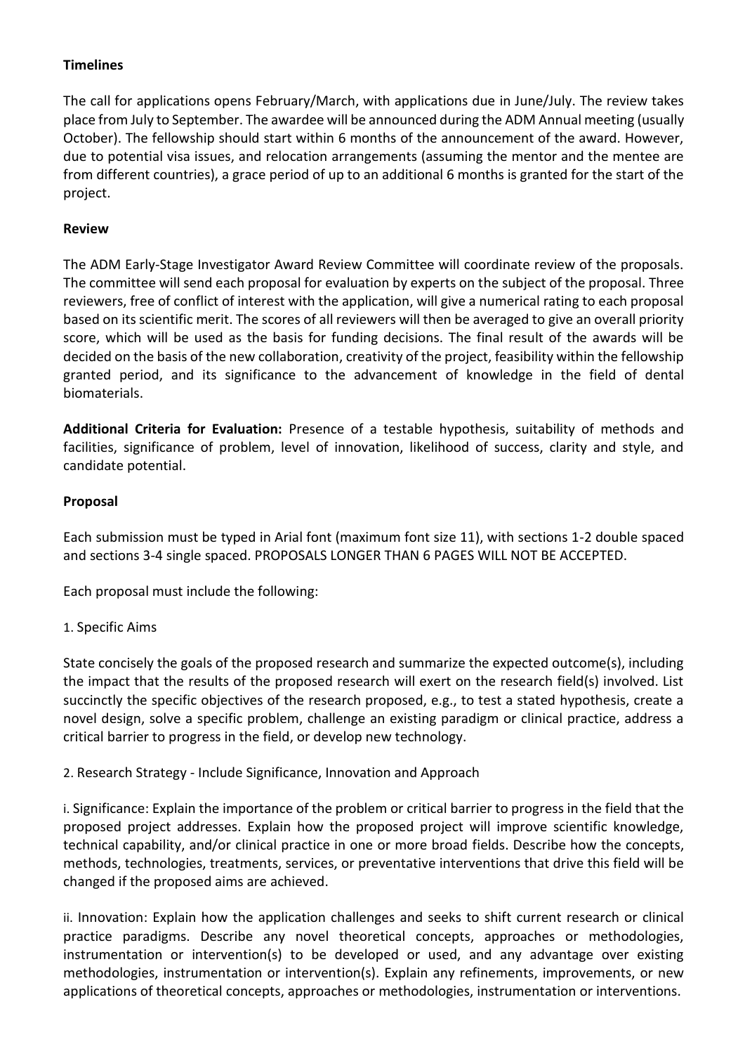**Timelines**

The call for applications opens February/March, with applications due in June/July. The review takes place from July to September. The awardee will be announced during the ADM Annual meeting (usually October). The fellowship should start within 6 months of the announcement of the award. However, due to potential visa issues, and relocation arrangements (assuming the mentor and the mentee are from different countries), a grace period of up to an additional 6 months is granted for the start of the project.

**Review**

The ADM Early-Stage Investigator Award Review Committee will coordinate review of the proposals. The committee will send each proposal for evaluation by experts on the subject of the proposal. Three reviewers, free of conflict of interest with the application, will give a numerical rating to each proposal based on its scientific merit. The scores of all reviewers will then be averaged to give an overall priority score, which will be used as the basis for funding decisions. The final result of the awards will be decided on the basis of the new collaboration, creativity of the project, feasibility within the fellowship granted period, and its significance to the advancement of knowledge in the field of dental biomaterials.

**Additional Criteria for Evaluation:** Presence of a testable hypothesis, suitability of methods and facilities, significance of problem, level of innovation, likelihood of success, clarity and style, and candidate potential.

**Proposal**

Each submission must be typed in Arial font (maximum font size 11), with sections 1-2 double spaced and sections 3-4 single spaced. PROPOSALS LONGER THAN 6 PAGES WILL NOT BE ACCEPTED.

Each proposal must include the following:

1. Specific Aims

State concisely the goals of the proposed research and summarize the expected outcome(s), including the impact that the results of the proposed research will exert on the research field(s) involved. List succinctly the specific objectives of the research proposed, e.g., to test a stated hypothesis, create a novel design, solve a specific problem, challenge an existing paradigm or clinical practice, address a critical barrier to progress in the field, or develop new technology.

2. Research Strategy - Include Significance, Innovation and Approach

i. Significance: Explain the importance of the problem or critical barrier to progress in the field that the proposed project addresses. Explain how the proposed project will improve scientific knowledge, technical capability, and/or clinical practice in one or more broad fields. Describe how the concepts, methods, technologies, treatments, services, or preventative interventions that drive this field will be changed if the proposed aims are achieved.

ii. Innovation: Explain how the application challenges and seeks to shift current research or clinical practice paradigms. Describe any novel theoretical concepts, approaches or methodologies, instrumentation or intervention(s) to be developed or used, and any advantage over existing methodologies, instrumentation or intervention(s). Explain any refinements, improvements, or new applications of theoretical concepts, approaches or methodologies, instrumentation or interventions.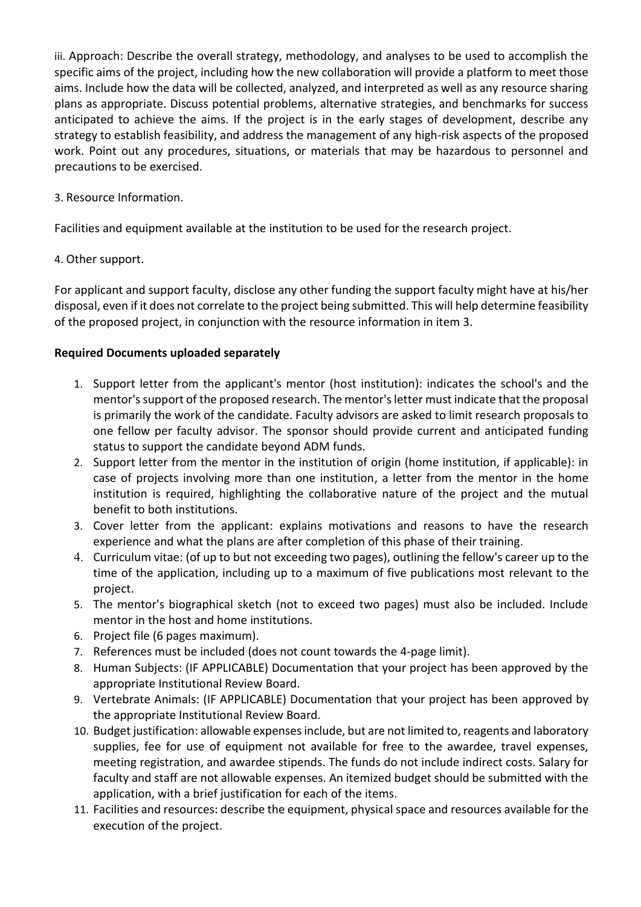iii. Approach: Describe the overall strategy, methodology, and analyses to be used to accomplish the specific aims of the project, including how the new collaboration will provide a platform to meet those aims. Include how the data will be collected, analyzed, and interpreted as well as any resource sharing plans as appropriate. Discuss potential problems, alternative strategies, and benchmarks for success anticipated to achieve the aims. If the project is in the early stages of development, describe any strategy to establish feasibility, and address the management of any high-risk aspects of the proposed work. Point out any procedures, situations, or materials that may be hazardous to personnel and precautions to be exercised.

3. Resource Information.

Facilities and equipment available at the institution to be used for the research project.

4. Other support.

For applicant and support faculty, disclose any other funding the support faculty might have at his/her disposal, even if it does not correlate to the project being submitted. This will help determine feasibility of the proposed project, in conjunction with the resource information in item 3.

**Required Documents uploaded separately**

1. Support letter from the applicant's mentor (host institution): indicates the school's and the mentor's support of the proposed research. The mentor's letter must indicate that the proposal is primarily the work of the candidate. Faculty advisors are asked to limit research proposals to one fellow per faculty advisor. The sponsor should provide current and anticipated funding status to support the candidate beyond ADM funds.
2. Support letter from the mentor in the institution of origin (home institution, if applicable): in case of projects involving more than one institution, a letter from the mentor in the home institution is required, highlighting the collaborative nature of the project and the mutual benefit to both institutions.
3. Cover letter from the applicant: explains motivations and reasons to have the research experience and what the plans are after completion of this phase of their training.
4. Curriculum vitae: (of up to but not exceeding two pages), outlining the fellow's career up to the time of the application, including up to a maximum of five publications most relevant to the project.
5. The mentor's biographical sketch (not to exceed two pages) must also be included. Include mentor in the host and home institutions.
6. Project file (6 pages maximum).
7. References must be included (does not count towards the 4-page limit).
8. Human Subjects: (IF APPLICABLE) Documentation that your project has been approved by the appropriate Institutional Review Board.
9. Vertebrate Animals: (IF APPLICABLE) Documentation that your project has been approved by the appropriate Institutional Review Board.
10. Budget justification: allowable expenses include, but are not limited to, reagents and laboratory supplies, fee for use of equipment not available for free to the awardee, travel expenses, meeting registration, and awardee stipends. The funds do not include indirect costs. Salary for faculty and staff are not allowable expenses. An itemized budget should be submitted with the application, with a brief justification for each of the items.
11. Facilities and resources: describe the equipment, physical space and resources available for the execution of the project.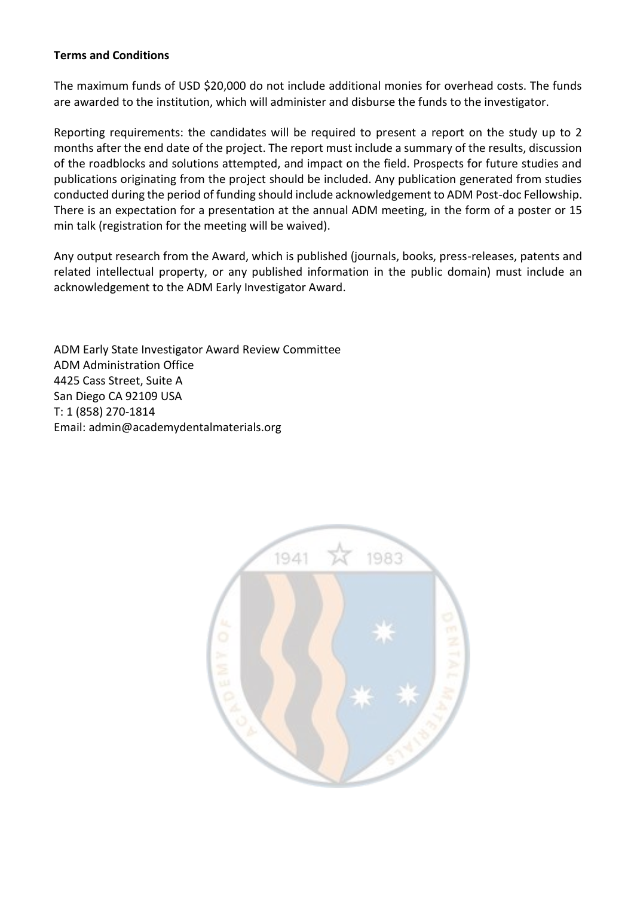**Terms and Conditions**

The maximum funds of USD $20,000 do not include additional monies for overhead costs. The funds are awarded to the institution, which will administer and disburse the funds to the investigator.

Reporting requirements: the candidates will be required to present a report on the study up to 2 months after the end date of the project. The report must include a summary of the results, discussion of the roadblocks and solutions attempted, and impact on the field. Prospects for future studies and publications originating from the project should be included. Any publication generated from studies conducted during the period of funding should include acknowledgement to ADM Post-doc Fellowship. There is an expectation for a presentation at the annual ADM meeting, in the form of a poster or 15 min talk (registration for the meeting will be waived).

Any output research from the Award, which is published (journals, books, press-releases, patents and related intellectual property, or any published information in the public domain) must include an acknowledgement to the ADM Early Investigator Award.

ADM Early State Investigator Award Review Committee
ADM Administration Office
4425 Cass Street, Suite A
San Diego CA 92109 USA
T: 1 (858) 270-1814
Email: admin@academydentalmaterials.org